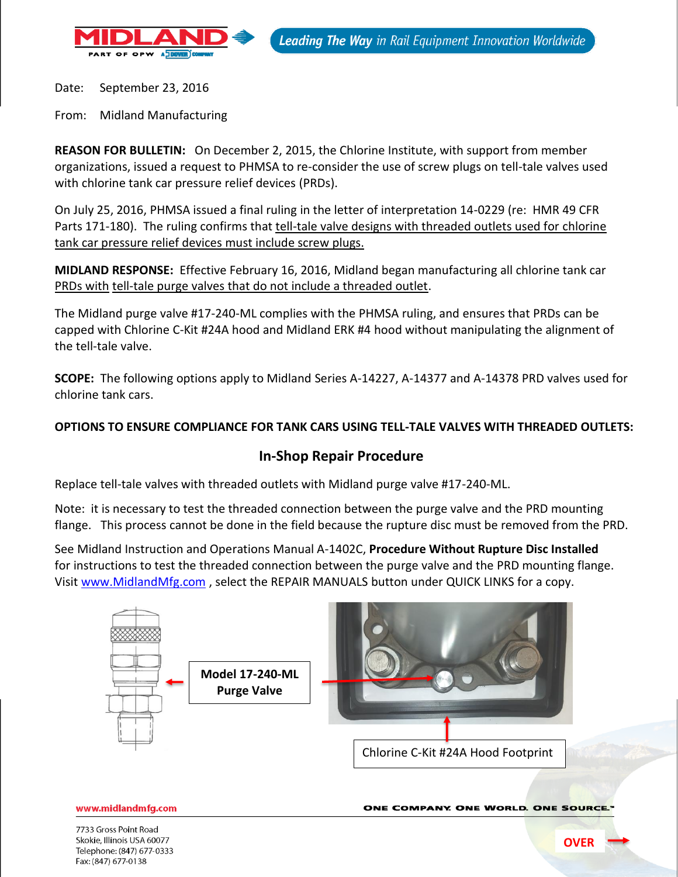Date: September 23, 2016

From: Midland Manufacturing

**REASON FOR BULLETIN:** On December 2, 2015, the Chlorine Institute, with support from member organizations, issued a request to PHMSA to re-consider the use of screw plugs on tell-tale valves used with chlorine tank car pressure relief devices (PRDs).

On July 25, 2016, PHMSA issued a final ruling in the letter of interpretation 14-0229 (re: HMR 49 CFR Parts 171-180). The ruling confirms that tell-tale valve designs with threaded outlets used for chlorine tank car pressure relief devices must include screw plugs.

**MIDLAND RESPONSE:** Effective February 16, 2016, Midland began manufacturing all chlorine tank car PRDs with tell-tale purge valves that do not include a threaded outlet.

The Midland purge valve #17-240-ML complies with the PHMSA ruling, and ensures that PRDs can be capped with Chlorine C-Kit #24A hood and Midland ERK #4 hood without manipulating the alignment of the tell-tale valve.

**SCOPE:** The following options apply to Midland Series A-14227, A-14377 and A-14378 PRD valves used for chlorine tank cars.

**OPTIONS TO ENSURE COMPLIANCE FOR TANK CARS USING TELL-TALE VALVES WITH THREADED OUTLETS:**

## In-Shop Repair Procedure

Replace tell-tale valves with threaded outlets with Midland purge valve #17-240-ML.

Note: it is necessary to test the threaded connection between the purge valve and the PRD mounting flange. This process cannot be done in the field because the rupture disc must be removed from the PRD.

See Midland Instruction and Operations Manual A-1402C, **Procedure Without Rupture Disc Installed** for instructions to test the threaded connection between the purge valve and the PRD mounting flange. Visit www.MidlandMfg.com , select the REPAIR MANUALS button under QUICK LINKS for a copy.

**Model 17-240-ML Purge Valve**

Chlorine C-Kit #24A Hood Footprint

OVER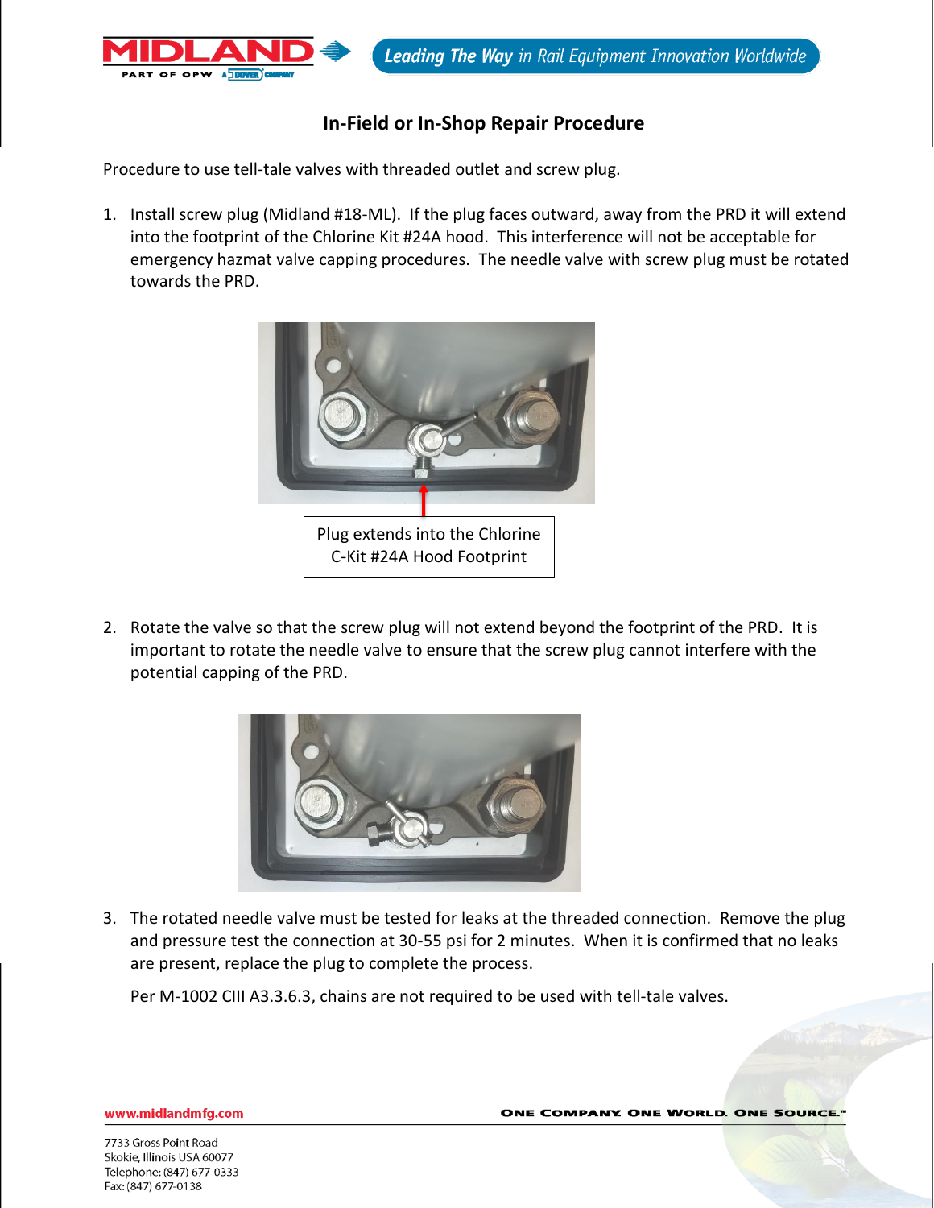## In-Field or In-Shop Repair Procedure

Procedure to use tell-tale valves with threaded outlet and screw plug.

1. Install screw plug (Midland #18-ML). If the plug faces outward, away from the PRD it will extend into the footprint of the Chlorine Kit #24A hood. This interference will not be acceptable for emergency hazmat valve capping procedures. The needle valve with screw plug must be rotated towards the PRD.

Plug extends into the Chlorine C-Kit #24A Hood Footprint

2. Rotate the valve so that the screw plug will not extend beyond the footprint of the PRD. It is important to rotate the needle valve to ensure that the screw plug cannot interfere with the potential capping of the PRD.

3. The rotated needle valve must be tested for leaks at the threaded connection. Remove the plug and pressure test the connection at 30-55 psi for 2 minutes. When it is confirmed that no leaks are present, replace the plug to complete the process.

   Per M-1002 CIII A3.3.6.3, chains are not required to be used with tell-tale valves.